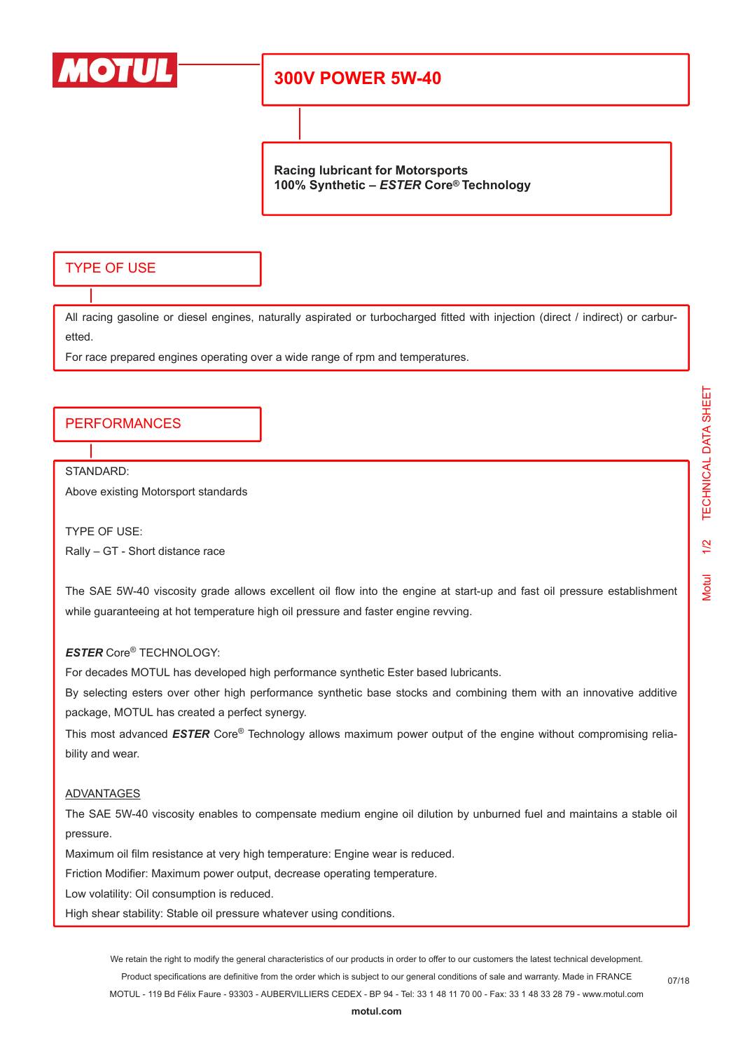# 300V POWER 5W-40

**Racing lubricant for Motorsports**
**100% Synthetic – *ESTER* Core® Technology**

## TYPE OF USE

All racing gasoline or diesel engines, naturally aspirated or turbocharged fitted with injection (direct / indirect) or carburetted.

For race prepared engines operating over a wide range of rpm and temperatures.

## PERFORMANCES

STANDARD:
Above existing Motorsport standards

TYPE OF USE:
Rally – GT - Short distance race

The SAE 5W-40 viscosity grade allows excellent oil flow into the engine at start-up and fast oil pressure establishment while guaranteeing at hot temperature high oil pressure and faster engine revving.

***ESTER*** Core® TECHNOLOGY:
For decades MOTUL has developed high performance synthetic Ester based lubricants.
By selecting esters over other high performance synthetic base stocks and combining them with an innovative additive package, MOTUL has created a perfect synergy.
This most advanced ***ESTER*** Core® Technology allows maximum power output of the engine without compromising reliability and wear.

ADVANTAGES
The SAE 5W-40 viscosity enables to compensate medium engine oil dilution by unburned fuel and maintains a stable oil pressure.
Maximum oil film resistance at very high temperature: Engine wear is reduced.
Friction Modifier: Maximum power output, decrease operating temperature.
Low volatility: Oil consumption is reduced.
High shear stability: Stable oil pressure whatever using conditions.

We retain the right to modify the general characteristics of our products in order to offer to our customers the latest technical development.
Product specifications are definitive from the order which is subject to our general conditions of sale and warranty. Made in FRANCE
MOTUL - 119 Bd Félix Faure - 93303 - AUBERVILLIERS CEDEX - BP 94 - Tel: 33 1 48 11 70 00 - Fax: 33 1 48 33 28 79 - www.motul.com
**motul.com**

07/18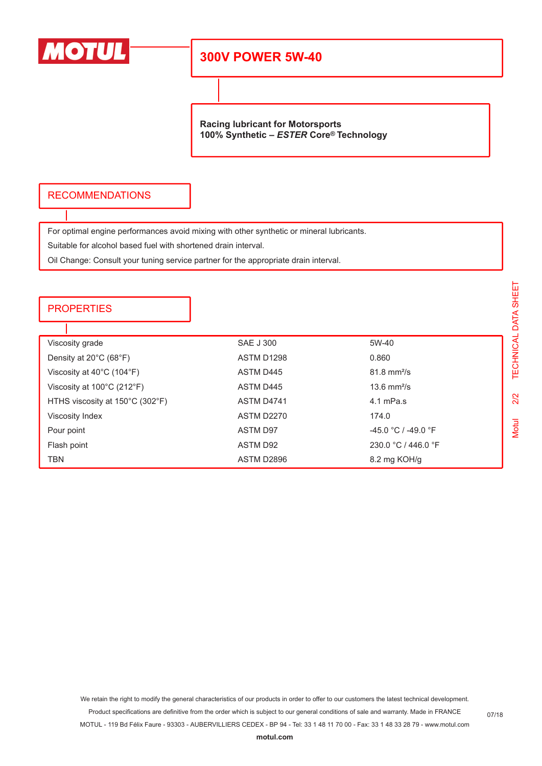# 300V POWER 5W-40

**Racing lubricant for Motorsports**
**100% Synthetic – *ESTER* Core® Technology**

## RECOMMENDATIONS

For optimal engine performances avoid mixing with other synthetic or mineral lubricants.

Suitable for alcohol based fuel with shortened drain interval.

Oil Change: Consult your tuning service partner for the appropriate drain interval.

## PROPERTIES

| | | |
|---|---|---|
| Viscosity grade | SAE J 300 | 5W-40 |
| Density at 20°C (68°F) | ASTM D1298 | 0.860 |
| Viscosity at 40°C (104°F) | ASTM D445 | 81.8 mm²/s |
| Viscosity at 100°C (212°F) | ASTM D445 | 13.6 mm²/s |
| HTHS viscosity at 150°C (302°F) | ASTM D4741 | 4.1 mPa.s |
| Viscosity Index | ASTM D2270 | 174.0 |
| Pour point | ASTM D97 | -45.0 °C / -49.0 °F |
| Flash point | ASTM D92 | 230.0 °C / 446.0 °F |
| TBN | ASTM D2896 | 8.2 mg KOH/g |

We retain the right to modify the general characteristics of our products in order to offer to our customers the latest technical development.
Product specifications are definitive from the order which is subject to our general conditions of sale and warranty. Made in FRANCE
MOTUL - 119 Bd Félix Faure - 93303 - AUBERVILLIERS CEDEX - BP 94 - Tel: 33 1 48 11 70 00 - Fax: 33 1 48 33 28 79 - www.motul.com

07/18